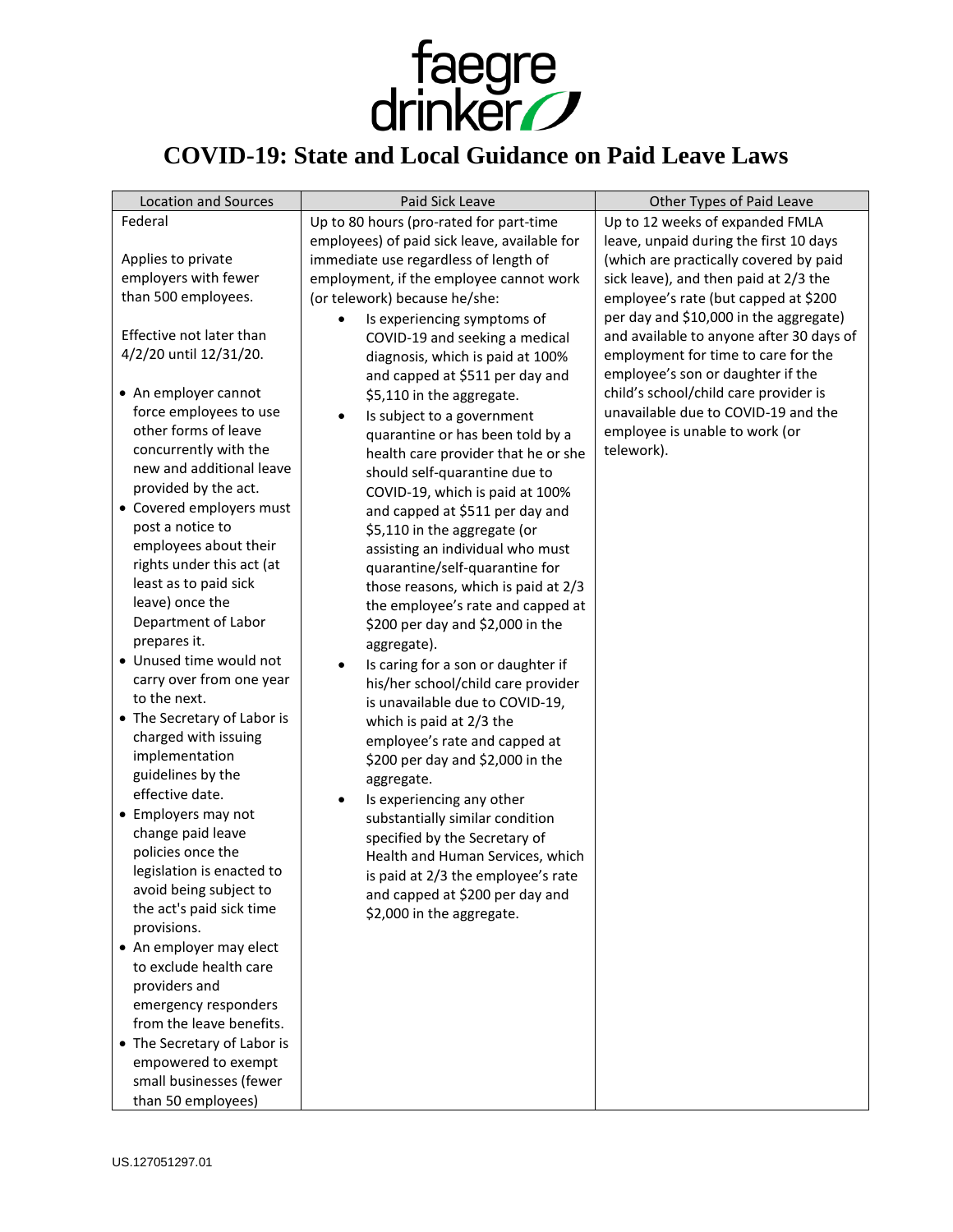# COVID-19: State and Local Guidance on Paid Leave Laws

| Location and Sources | Paid Sick Leave | Other Types of Paid Leave |
|---|---|---|
| Federal<br><br>Applies to private employers with fewer than 500 employees.<br><br>Effective not later than 4/2/20 until 12/31/20.<br><br>• An employer cannot force employees to use other forms of leave concurrently with the new and additional leave provided by the act.<br>• Covered employers must post a notice to employees about their rights under this act (at least as to paid sick leave) once the Department of Labor prepares it.<br>• Unused time would not carry over from one year to the next.<br>• The Secretary of Labor is charged with issuing implementation guidelines by the effective date.<br>• Employers may not change paid leave policies once the legislation is enacted to avoid being subject to the act's paid sick time provisions.<br>• An employer may elect to exclude health care providers and emergency responders from the leave benefits.<br>• The Secretary of Labor is empowered to exempt small businesses (fewer than 50 employees) | Up to 80 hours (pro-rated for part-time employees) of paid sick leave, available for immediate use regardless of length of employment, if the employee cannot work (or telework) because he/she:<br>• Is experiencing symptoms of COVID-19 and seeking a medical diagnosis, which is paid at 100% and capped at $511 per day and $5,110 in the aggregate.<br>• Is subject to a government quarantine or has been told by a health care provider that he or she should self-quarantine due to COVID-19, which is paid at 100% and capped at $511 per day and $5,110 in the aggregate (or assisting an individual who must quarantine/self-quarantine for those reasons, which is paid at 2/3 the employee's rate and capped at $200 per day and $2,000 in the aggregate).<br>• Is caring for a son or daughter if his/her school/child care provider is unavailable due to COVID-19, which is paid at 2/3 the employee's rate and capped at $200 per day and $2,000 in the aggregate.<br>• Is experiencing any other substantially similar condition specified by the Secretary of Health and Human Services, which is paid at 2/3 the employee's rate and capped at $200 per day and $2,000 in the aggregate. | Up to 12 weeks of expanded FMLA leave, unpaid during the first 10 days (which are practically covered by paid sick leave), and then paid at 2/3 the employee's rate (but capped at $200 per day and $10,000 in the aggregate) and available to anyone after 30 days of employment for time to care for the employee's son or daughter if the child's school/child care provider is unavailable due to COVID-19 and the employee is unable to work (or telework). |

US.127051297.01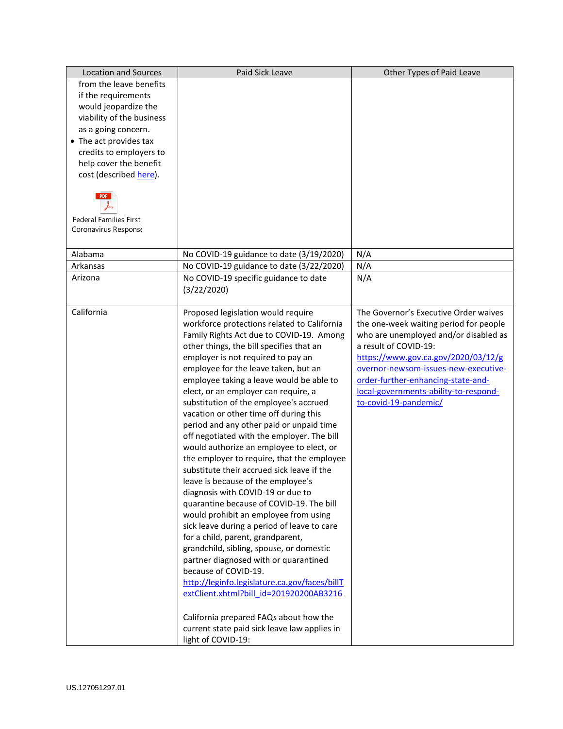| Location and Sources | Paid Sick Leave | Other Types of Paid Leave |
|---|---|---|
| from the leave benefits if the requirements would jeopardize the viability of the business as a going concern.<br>• The act provides tax credits to employers to help cover the benefit cost (described here).<br><br>Federal Families First Coronavirus Response | | |
| Alabama | No COVID-19 guidance to date (3/19/2020) | N/A |
| Arkansas | No COVID-19 guidance to date (3/22/2020) | N/A |
| Arizona | No COVID-19 specific guidance to date (3/22/2020) | N/A |
| California | Proposed legislation would require workforce protections related to California Family Rights Act due to COVID-19. Among other things, the bill specifies that an employer is not required to pay an employee for the leave taken, but an employee taking a leave would be able to elect, or an employer can require, a substitution of the employee's accrued vacation or other time off during this period and any other paid or unpaid time off negotiated with the employer. The bill would authorize an employee to elect, or the employer to require, that the employee substitute their accrued sick leave if the leave is because of the employee's diagnosis with COVID-19 or due to quarantine because of COVID-19. The bill would prohibit an employee from using sick leave during a period of leave to care for a child, parent, grandparent, grandchild, sibling, spouse, or domestic partner diagnosed with or quarantined because of COVID-19.<br>http://leginfo.legislature.ca.gov/faces/billTextClient.xhtml?bill_id=201920200AB3216<br><br>California prepared FAQs about how the current state paid sick leave law applies in light of COVID-19: | The Governor's Executive Order waives the one-week waiting period for people who are unemployed and/or disabled as a result of COVID-19:<br>https://www.gov.ca.gov/2020/03/12/governor-newsom-issues-new-executive-order-further-enhancing-state-and-local-governments-ability-to-respond-to-covid-19-pandemic/ |

US.127051297.01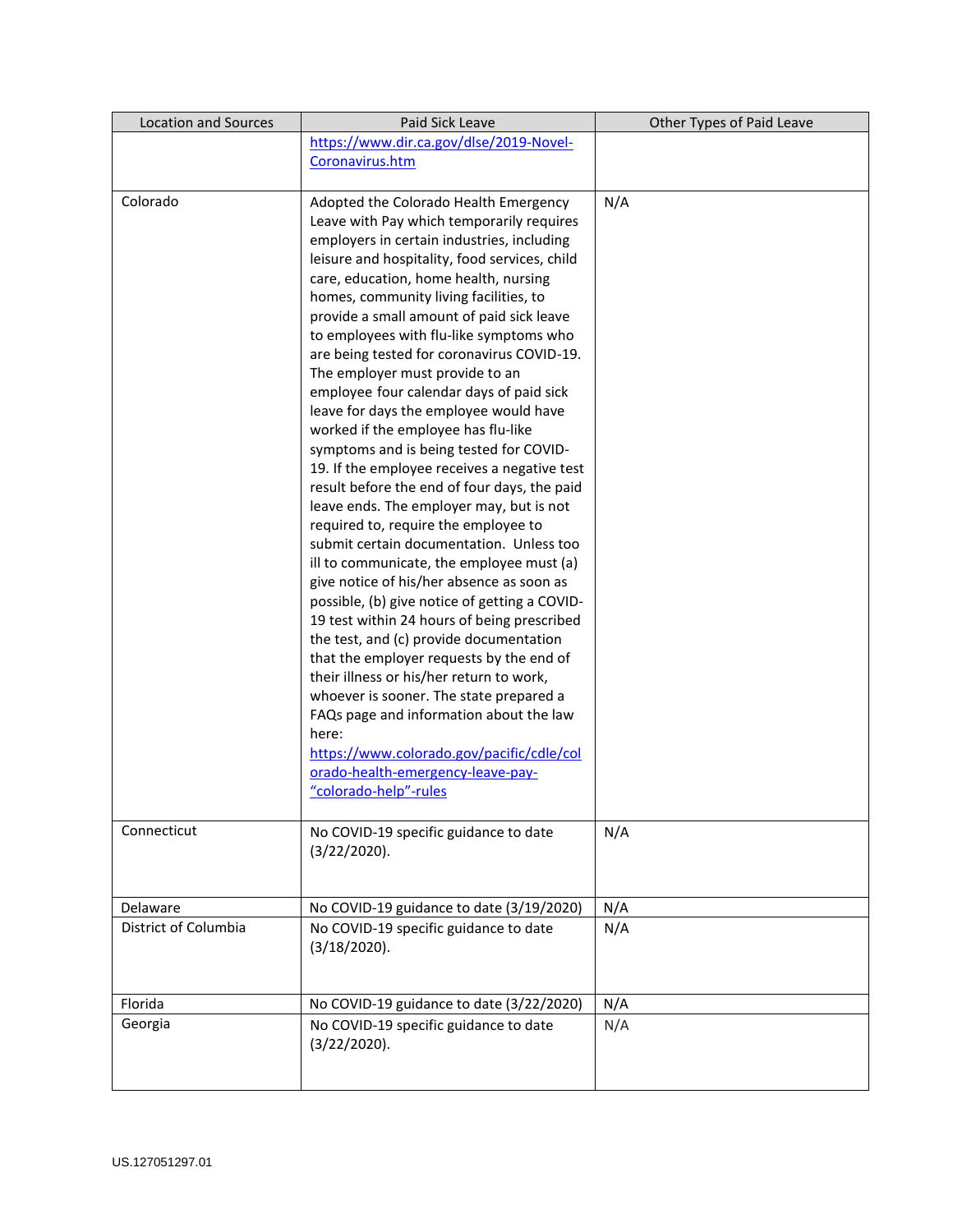| Location and Sources | Paid Sick Leave | Other Types of Paid Leave |
|---|---|---|
| | https://www.dir.ca.gov/dlse/2019-Novel-Coronavirus.htm | |
| Colorado | Adopted the Colorado Health Emergency Leave with Pay which temporarily requires employers in certain industries, including leisure and hospitality, food services, child care, education, home health, nursing homes, community living facilities, to provide a small amount of paid sick leave to employees with flu-like symptoms who are being tested for coronavirus COVID-19. The employer must provide to an employee four calendar days of paid sick leave for days the employee would have worked if the employee has flu-like symptoms and is being tested for COVID-19. If the employee receives a negative test result before the end of four days, the paid leave ends. The employer may, but is not required to, require the employee to submit certain documentation. Unless too ill to communicate, the employee must (a) give notice of his/her absence as soon as possible, (b) give notice of getting a COVID-19 test within 24 hours of being prescribed the test, and (c) provide documentation that the employer requests by the end of their illness or his/her return to work, whoever is sooner. The state prepared a FAQs page and information about the law here: https://www.colorado.gov/pacific/cdle/colorado-health-emergency-leave-pay-“colorado-help”-rules | N/A |
| Connecticut | No COVID-19 specific guidance to date (3/22/2020). | N/A |
| Delaware | No COVID-19 guidance to date (3/19/2020) | N/A |
| District of Columbia | No COVID-19 specific guidance to date (3/18/2020). | N/A |
| Florida | No COVID-19 guidance to date (3/22/2020) | N/A |
| Georgia | No COVID-19 specific guidance to date (3/22/2020). | N/A |

US.127051297.01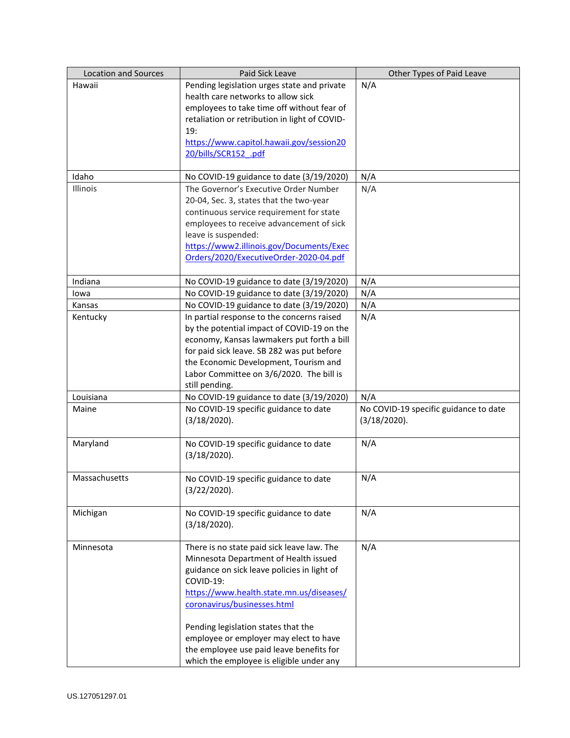| Location and Sources | Paid Sick Leave | Other Types of Paid Leave |
|---|---|---|
| Hawaii | Pending legislation urges state and private health care networks to allow sick employees to take time off without fear of retaliation or retribution in light of COVID-19: https://www.capitol.hawaii.gov/session2020/bills/SCR152_.pdf | N/A |
| Idaho | No COVID-19 guidance to date (3/19/2020) | N/A |
| Illinois | The Governor's Executive Order Number 20-04, Sec. 3, states that the two-year continuous service requirement for state employees to receive advancement of sick leave is suspended: https://www2.illinois.gov/Documents/ExecOrders/2020/ExecutiveOrder-2020-04.pdf | N/A |
| Indiana | No COVID-19 guidance to date (3/19/2020) | N/A |
| Iowa | No COVID-19 guidance to date (3/19/2020) | N/A |
| Kansas | No COVID-19 guidance to date (3/19/2020) | N/A |
| Kentucky | In partial response to the concerns raised by the potential impact of COVID-19 on the economy, Kansas lawmakers put forth a bill for paid sick leave. SB 282 was put before the Economic Development, Tourism and Labor Committee on 3/6/2020. The bill is still pending. | N/A |
| Louisiana | No COVID-19 guidance to date (3/19/2020) | N/A |
| Maine | No COVID-19 specific guidance to date (3/18/2020). | No COVID-19 specific guidance to date (3/18/2020). |
| Maryland | No COVID-19 specific guidance to date (3/18/2020). | N/A |
| Massachusetts | No COVID-19 specific guidance to date (3/22/2020). | N/A |
| Michigan | No COVID-19 specific guidance to date (3/18/2020). | N/A |
| Minnesota | There is no state paid sick leave law. The Minnesota Department of Health issued guidance on sick leave policies in light of COVID-19: https://www.health.state.mn.us/diseases/coronavirus/businesses.html<br><br>Pending legislation states that the employee or employer may elect to have the employee use paid leave benefits for which the employee is eligible under any | N/A |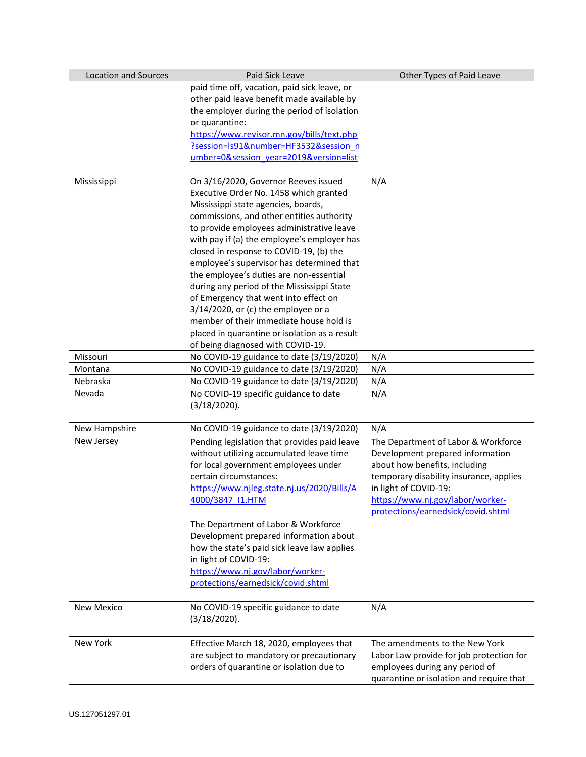| Location and Sources | Paid Sick Leave | Other Types of Paid Leave |
|---|---|---|
| | paid time off, vacation, paid sick leave, or other paid leave benefit made available by the employer during the period of isolation or quarantine: https://www.revisor.mn.gov/bills/text.php?session=ls91&number=HF3532&session_number=0&session_year=2019&version=list | |
| Mississippi | On 3/16/2020, Governor Reeves issued Executive Order No. 1458 which granted Mississippi state agencies, boards, commissions, and other entities authority to provide employees administrative leave with pay if (a) the employee's employer has closed in response to COVID-19, (b) the employee's supervisor has determined that the employee's duties are non-essential during any period of the Mississippi State of Emergency that went into effect on 3/14/2020, or (c) the employee or a member of their immediate house hold is placed in quarantine or isolation as a result of being diagnosed with COVID-19. | N/A |
| Missouri | No COVID-19 guidance to date (3/19/2020) | N/A |
| Montana | No COVID-19 guidance to date (3/19/2020) | N/A |
| Nebraska | No COVID-19 guidance to date (3/19/2020) | N/A |
| Nevada | No COVID-19 specific guidance to date (3/18/2020). | N/A |
| New Hampshire | No COVID-19 guidance to date (3/19/2020) | N/A |
| New Jersey | Pending legislation that provides paid leave without utilizing accumulated leave time for local government employees under certain circumstances: https://www.njleg.state.nj.us/2020/Bills/A4000/3847_I1.HTM<br><br>The Department of Labor & Workforce Development prepared information about how the state's paid sick leave law applies in light of COVID-19: https://www.nj.gov/labor/worker-protections/earnedsick/covid.shtml | The Department of Labor & Workforce Development prepared information about how benefits, including temporary disability insurance, applies in light of COVID-19: https://www.nj.gov/labor/worker-protections/earnedsick/covid.shtml |
| New Mexico | No COVID-19 specific guidance to date (3/18/2020). | N/A |
| New York | Effective March 18, 2020, employees that are subject to mandatory or precautionary orders of quarantine or isolation due to | The amendments to the New York Labor Law provide for job protection for employees during any period of quarantine or isolation and require that |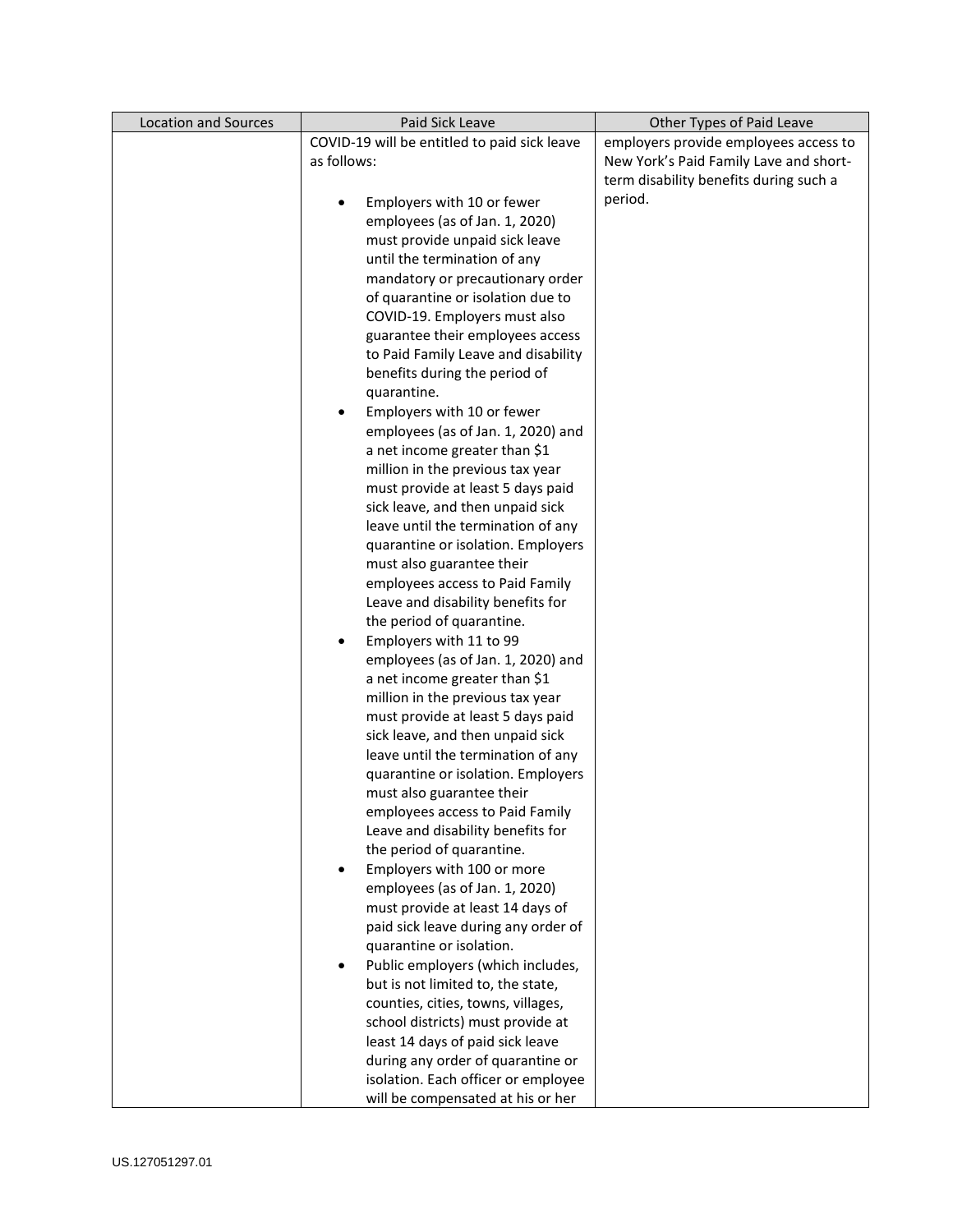| Location and Sources | Paid Sick Leave | Other Types of Paid Leave |
|---|---|---|
| | COVID-19 will be entitled to paid sick leave as follows:<br><br>• Employers with 10 or fewer employees (as of Jan. 1, 2020) must provide unpaid sick leave until the termination of any mandatory or precautionary order of quarantine or isolation due to COVID-19. Employers must also guarantee their employees access to Paid Family Leave and disability benefits during the period of quarantine.<br>• Employers with 10 or fewer employees (as of Jan. 1, 2020) and a net income greater than $1 million in the previous tax year must provide at least 5 days paid sick leave, and then unpaid sick leave until the termination of any quarantine or isolation. Employers must also guarantee their employees access to Paid Family Leave and disability benefits for the period of quarantine.<br>• Employers with 11 to 99 employees (as of Jan. 1, 2020) and a net income greater than $1 million in the previous tax year must provide at least 5 days paid sick leave, and then unpaid sick leave until the termination of any quarantine or isolation. Employers must also guarantee their employees access to Paid Family Leave and disability benefits for the period of quarantine.<br>• Employers with 100 or more employees (as of Jan. 1, 2020) must provide at least 14 days of paid sick leave during any order of quarantine or isolation.<br>• Public employers (which includes, but is not limited to, the state, counties, cities, towns, villages, school districts) must provide at least 14 days of paid sick leave during any order of quarantine or isolation. Each officer or employee will be compensated at his or her | employers provide employees access to New York's Paid Family Lave and short-term disability benefits during such a period. |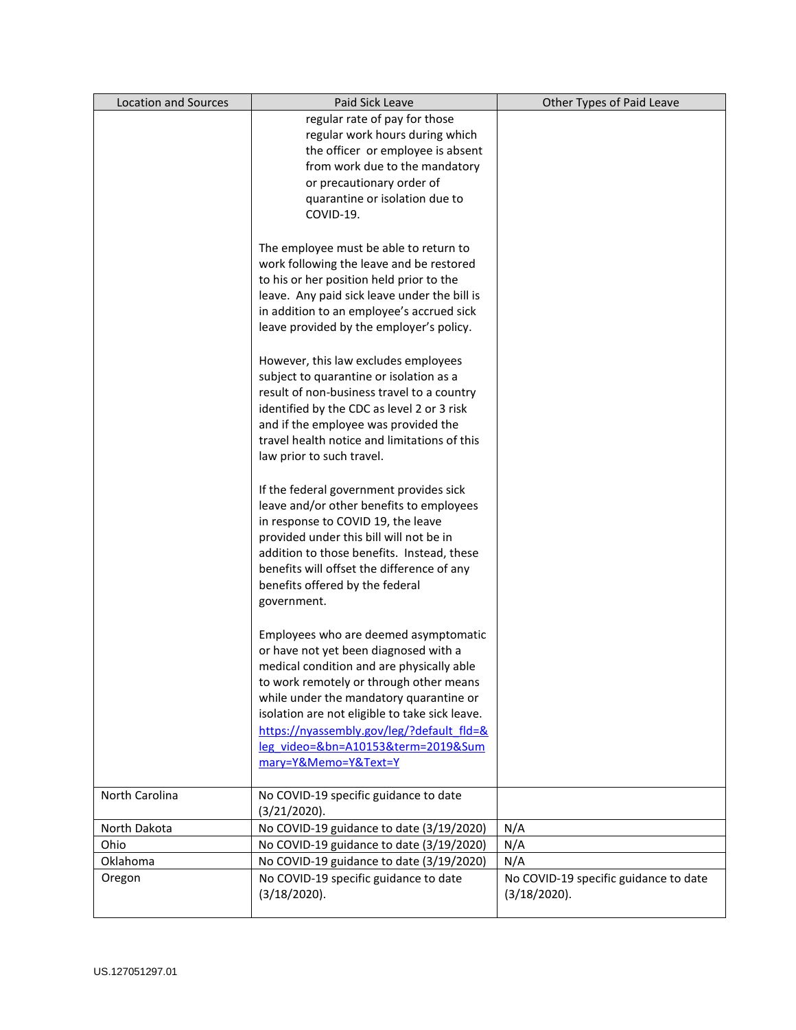| Location and Sources | Paid Sick Leave | Other Types of Paid Leave |
|---|---|---|
| | regular rate of pay for those regular work hours during which the officer or employee is absent from work due to the mandatory or precautionary order of quarantine or isolation due to COVID-19.<br><br>The employee must be able to return to work following the leave and be restored to his or her position held prior to the leave. Any paid sick leave under the bill is in addition to an employee's accrued sick leave provided by the employer's policy.<br><br>However, this law excludes employees subject to quarantine or isolation as a result of non-business travel to a country identified by the CDC as level 2 or 3 risk and if the employee was provided the travel health notice and limitations of this law prior to such travel.<br><br>If the federal government provides sick leave and/or other benefits to employees in response to COVID 19, the leave provided under this bill will not be in addition to those benefits. Instead, these benefits will offset the difference of any benefits offered by the federal government.<br><br>Employees who are deemed asymptomatic or have not yet been diagnosed with a medical condition and are physically able to work remotely or through other means while under the mandatory quarantine or isolation are not eligible to take sick leave.<br>[https://nyassembly.gov/leg/?default_fld=&leg_video=&bn=A10153&term=2019&Summary=Y&Memo=Y&Text=Y](https://nyassembly.gov/leg/?default_fld=&leg_video=&bn=A10153&term=2019&Summary=Y&Memo=Y&Text=Y) | |
| North Carolina | No COVID-19 specific guidance to date (3/21/2020). | |
| North Dakota | No COVID-19 guidance to date (3/19/2020) | N/A |
| Ohio | No COVID-19 guidance to date (3/19/2020) | N/A |
| Oklahoma | No COVID-19 guidance to date (3/19/2020) | N/A |
| Oregon | No COVID-19 specific guidance to date (3/18/2020). | No COVID-19 specific guidance to date (3/18/2020). |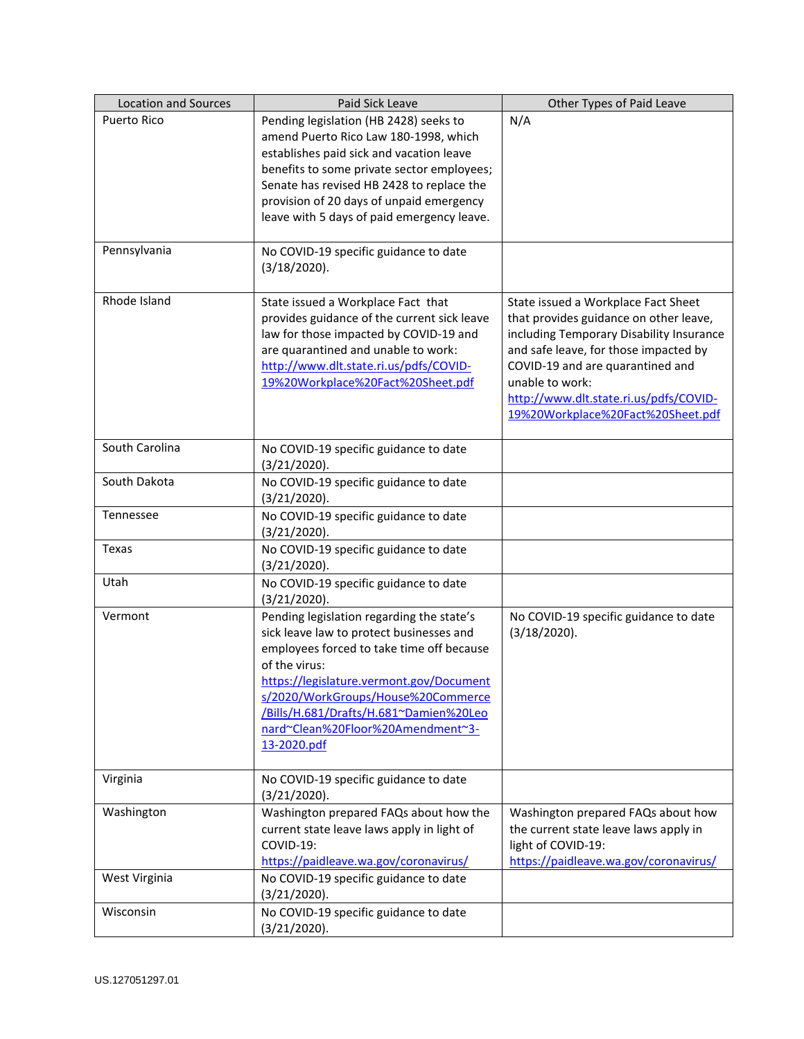| Location and Sources | Paid Sick Leave | Other Types of Paid Leave |
| --- | --- | --- |
| Puerto Rico | Pending legislation (HB 2428) seeks to amend Puerto Rico Law 180-1998, which establishes paid sick and vacation leave benefits to some private sector employees; Senate has revised HB 2428 to replace the provision of 20 days of unpaid emergency leave with 5 days of paid emergency leave. | N/A |
| Pennsylvania | No COVID-19 specific guidance to date (3/18/2020). | |
| Rhode Island | State issued a Workplace Fact that provides guidance of the current sick leave law for those impacted by COVID-19 and are quarantined and unable to work: [http://www.dlt.state.ri.us/pdfs/COVID-19%20Workplace%20Fact%20Sheet.pdf](http://www.dlt.state.ri.us/pdfs/COVID-19%20Workplace%20Fact%20Sheet.pdf) | State issued a Workplace Fact Sheet that provides guidance on other leave, including Temporary Disability Insurance and safe leave, for those impacted by COVID-19 and are quarantined and unable to work: [http://www.dlt.state.ri.us/pdfs/COVID-19%20Workplace%20Fact%20Sheet.pdf](http://www.dlt.state.ri.us/pdfs/COVID-19%20Workplace%20Fact%20Sheet.pdf) |
| South Carolina | No COVID-19 specific guidance to date (3/21/2020). | |
| South Dakota | No COVID-19 specific guidance to date (3/21/2020). | |
| Tennessee | No COVID-19 specific guidance to date (3/21/2020). | |
| Texas | No COVID-19 specific guidance to date (3/21/2020). | |
| Utah | No COVID-19 specific guidance to date (3/21/2020). | |
| Vermont | Pending legislation regarding the state's sick leave law to protect businesses and employees forced to take time off because of the virus: [https://legislature.vermont.gov/Documents/2020/WorkGroups/House%20Commerce/Bills/H.681/Drafts/H.681~Damien%20Leonard~Clean%20Floor%20Amendment~3-13-2020.pdf](https://legislature.vermont.gov/Documents/2020/WorkGroups/House%20Commerce/Bills/H.681/Drafts/H.681~Damien%20Leonard~Clean%20Floor%20Amendment~3-13-2020.pdf) | No COVID-19 specific guidance to date (3/18/2020). |
| Virginia | No COVID-19 specific guidance to date (3/21/2020). | |
| Washington | Washington prepared FAQs about how the current state leave laws apply in light of COVID-19: [https://paidleave.wa.gov/coronavirus/](https://paidleave.wa.gov/coronavirus/) | Washington prepared FAQs about how the current state leave laws apply in light of COVID-19: [https://paidleave.wa.gov/coronavirus/](https://paidleave.wa.gov/coronavirus/) |
| West Virginia | No COVID-19 specific guidance to date (3/21/2020). | |
| Wisconsin | No COVID-19 specific guidance to date (3/21/2020). | |

US.127051297.01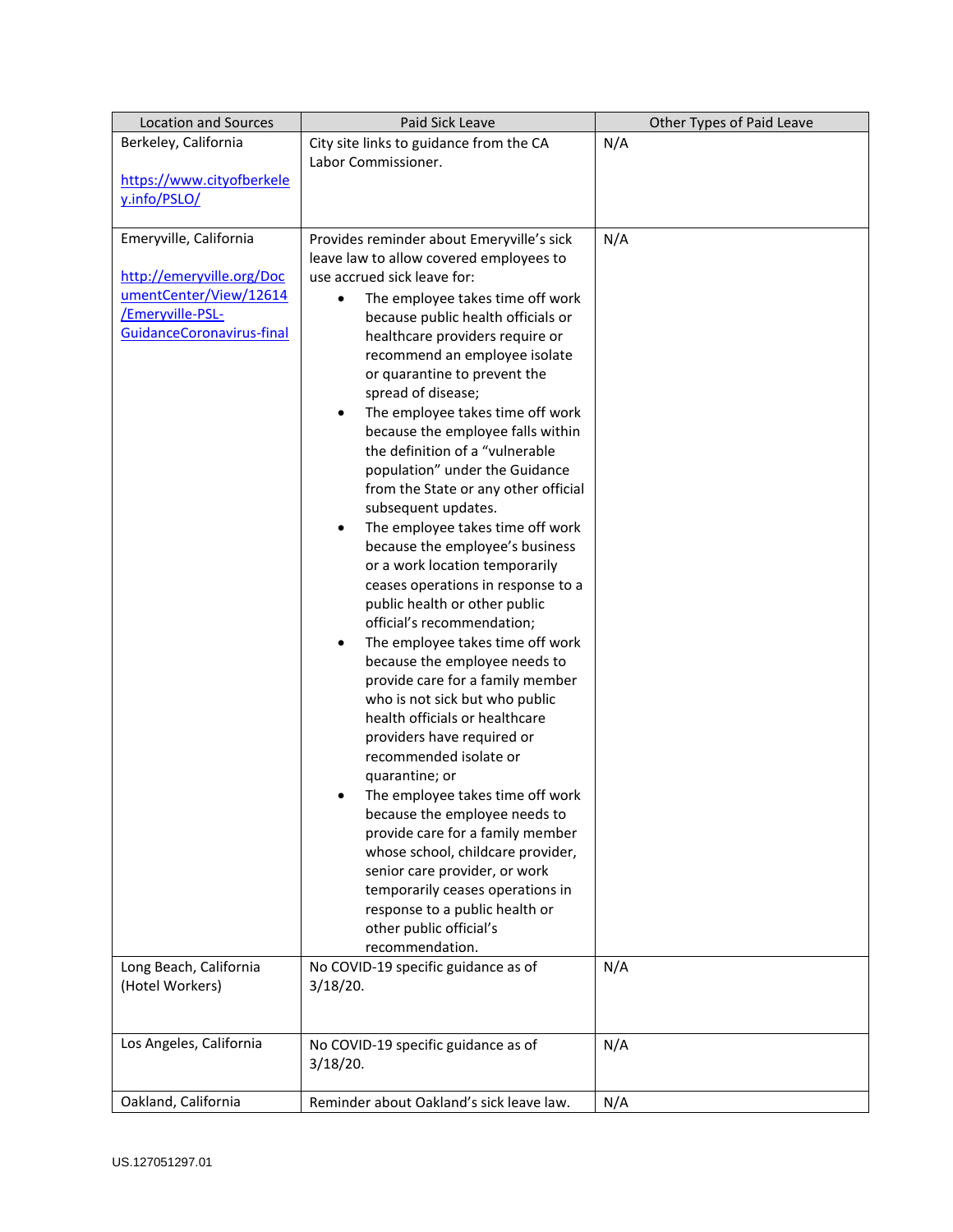| Location and Sources | Paid Sick Leave | Other Types of Paid Leave |
| --- | --- | --- |
| Berkeley, California<br><br>https://www.cityofberkeley.info/PSLO/ | City site links to guidance from the CA Labor Commissioner. | N/A |
| Emeryville, California<br><br>http://emeryville.org/DocumentCenter/View/12614/Emeryville-PSL-GuidanceCoronavirus-final | Provides reminder about Emeryville's sick leave law to allow covered employees to use accrued sick leave for:<br>• The employee takes time off work because public health officials or healthcare providers require or recommend an employee isolate or quarantine to prevent the spread of disease;<br>• The employee takes time off work because the employee falls within the definition of a "vulnerable population" under the Guidance from the State or any other official subsequent updates.<br>• The employee takes time off work because the employee's business or a work location temporarily ceases operations in response to a public health or other public official's recommendation;<br>• The employee takes time off work because the employee needs to provide care for a family member who is not sick but who public health officials or healthcare providers have required or recommended isolate or quarantine; or<br>• The employee takes time off work because the employee needs to provide care for a family member whose school, childcare provider, senior care provider, or work temporarily ceases operations in response to a public health or other public official's recommendation. | N/A |
| Long Beach, California (Hotel Workers) | No COVID-19 specific guidance as of 3/18/20. | N/A |
| Los Angeles, California | No COVID-19 specific guidance as of 3/18/20. | N/A |
| Oakland, California | Reminder about Oakland's sick leave law. | N/A |

US.127051297.01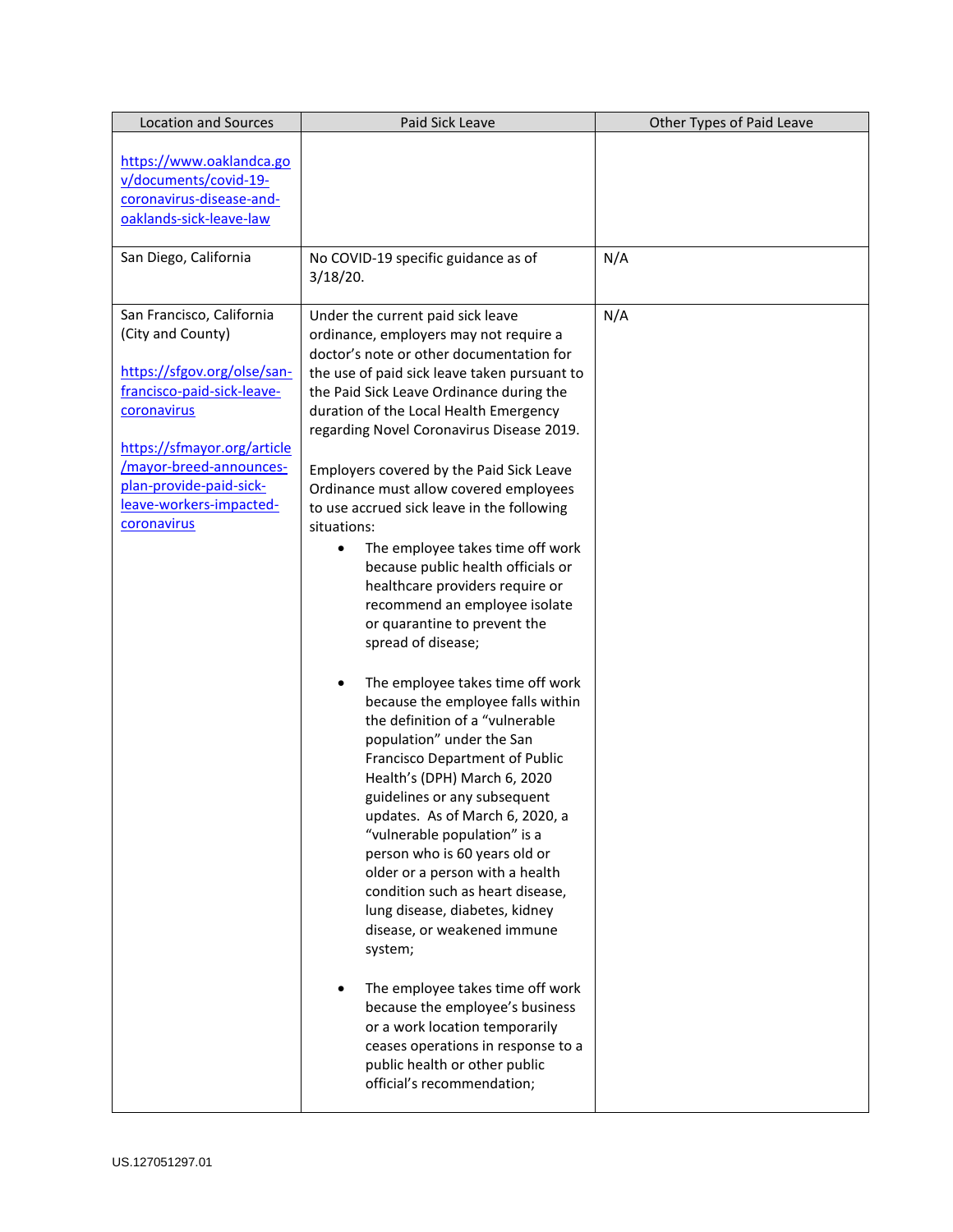| Location and Sources | Paid Sick Leave | Other Types of Paid Leave |
|---|---|---|
| https://www.oaklandca.gov/documents/covid-19-coronavirus-disease-and-oaklands-sick-leave-law | | |
| San Diego, California | No COVID-19 specific guidance as of 3/18/20. | N/A |
| San Francisco, California (City and County)<br><br>https://sfgov.org/olse/san-francisco-paid-sick-leave-coronavirus<br><br>https://sfmayor.org/article/mayor-breed-announces-plan-provide-paid-sick-leave-workers-impacted-coronavirus | Under the current paid sick leave ordinance, employers may not require a doctor's note or other documentation for the use of paid sick leave taken pursuant to the Paid Sick Leave Ordinance during the duration of the Local Health Emergency regarding Novel Coronavirus Disease 2019.<br><br>Employers covered by the Paid Sick Leave Ordinance must allow covered employees to use accrued sick leave in the following situations:<br>• The employee takes time off work because public health officials or healthcare providers require or recommend an employee isolate or quarantine to prevent the spread of disease;<br>• The employee takes time off work because the employee falls within the definition of a "vulnerable population" under the San Francisco Department of Public Health's (DPH) March 6, 2020 guidelines or any subsequent updates. As of March 6, 2020, a "vulnerable population" is a person who is 60 years old or older or a person with a health condition such as heart disease, lung disease, diabetes, kidney disease, or weakened immune system;<br>• The employee takes time off work because the employee's business or a work location temporarily ceases operations in response to a public health or other public official's recommendation; | N/A |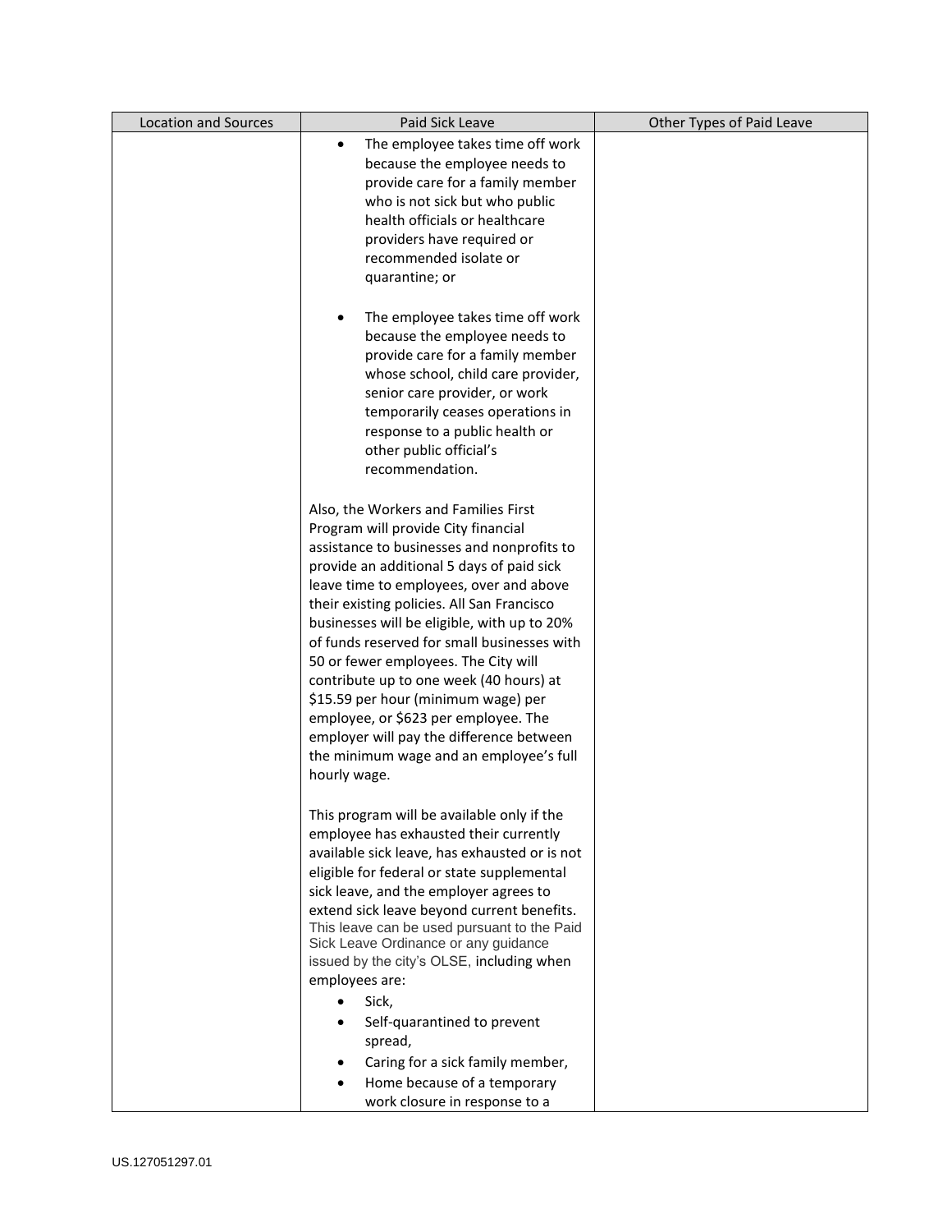| Location and Sources | Paid Sick Leave | Other Types of Paid Leave |
| --- | --- | --- |
| | • The employee takes time off work because the employee needs to provide care for a family member who is not sick but who public health officials or healthcare providers have required or recommended isolate or quarantine; or<br><br>• The employee takes time off work because the employee needs to provide care for a family member whose school, child care provider, senior care provider, or work temporarily ceases operations in response to a public health or other public official's recommendation.<br><br>Also, the Workers and Families First Program will provide City financial assistance to businesses and nonprofits to provide an additional 5 days of paid sick leave time to employees, over and above their existing policies. All San Francisco businesses will be eligible, with up to 20% of funds reserved for small businesses with 50 or fewer employees. The City will contribute up to one week (40 hours) at $15.59 per hour (minimum wage) per employee, or $623 per employee. The employer will pay the difference between the minimum wage and an employee's full hourly wage.<br><br>This program will be available only if the employee has exhausted their currently available sick leave, has exhausted or is not eligible for federal or state supplemental sick leave, and the employer agrees to extend sick leave beyond current benefits. This leave can be used pursuant to the Paid Sick Leave Ordinance or any guidance issued by the city's OLSE, including when employees are:<br>• Sick,<br>• Self-quarantined to prevent spread,<br>• Caring for a sick family member,<br>• Home because of a temporary work closure in response to a | |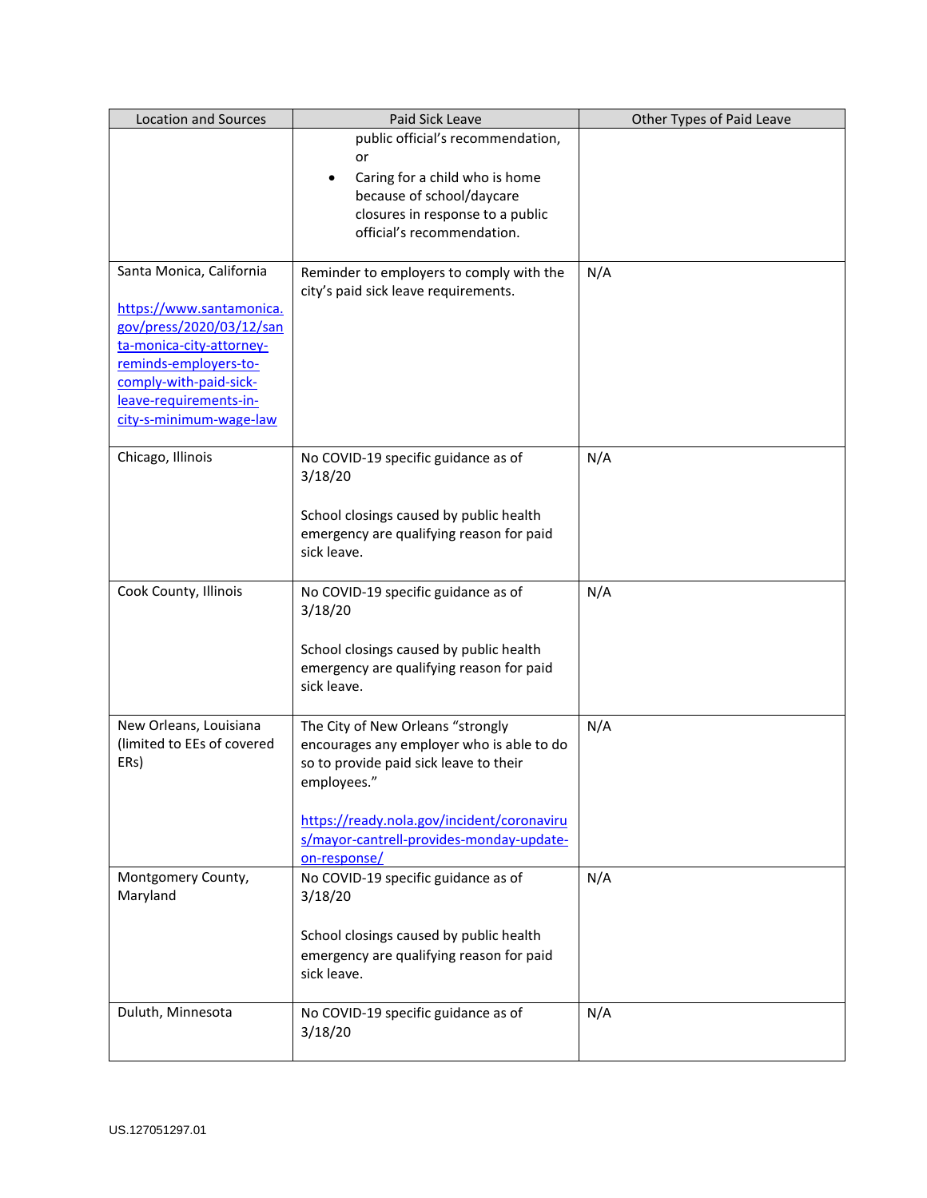| Location and Sources | Paid Sick Leave | Other Types of Paid Leave |
|---|---|---|
| | public official's recommendation, or<br>• Caring for a child who is home because of school/daycare closures in response to a public official's recommendation. | |
| Santa Monica, California<br><br>https://www.santamonica.gov/press/2020/03/12/santa-monica-city-attorney-reminds-employers-to-comply-with-paid-sick-leave-requirements-in-city-s-minimum-wage-law | Reminder to employers to comply with the city's paid sick leave requirements. | N/A |
| Chicago, Illinois | No COVID-19 specific guidance as of 3/18/20<br><br>School closings caused by public health emergency are qualifying reason for paid sick leave. | N/A |
| Cook County, Illinois | No COVID-19 specific guidance as of 3/18/20<br><br>School closings caused by public health emergency are qualifying reason for paid sick leave. | N/A |
| New Orleans, Louisiana (limited to EEs of covered ERs) | The City of New Orleans "strongly encourages any employer who is able to do so to provide paid sick leave to their employees."<br><br>https://ready.nola.gov/incident/coronavirus/mayor-cantrell-provides-monday-update-on-response/ | N/A |
| Montgomery County, Maryland | No COVID-19 specific guidance as of 3/18/20<br><br>School closings caused by public health emergency are qualifying reason for paid sick leave. | N/A |
| Duluth, Minnesota | No COVID-19 specific guidance as of 3/18/20 | N/A |

US.127051297.01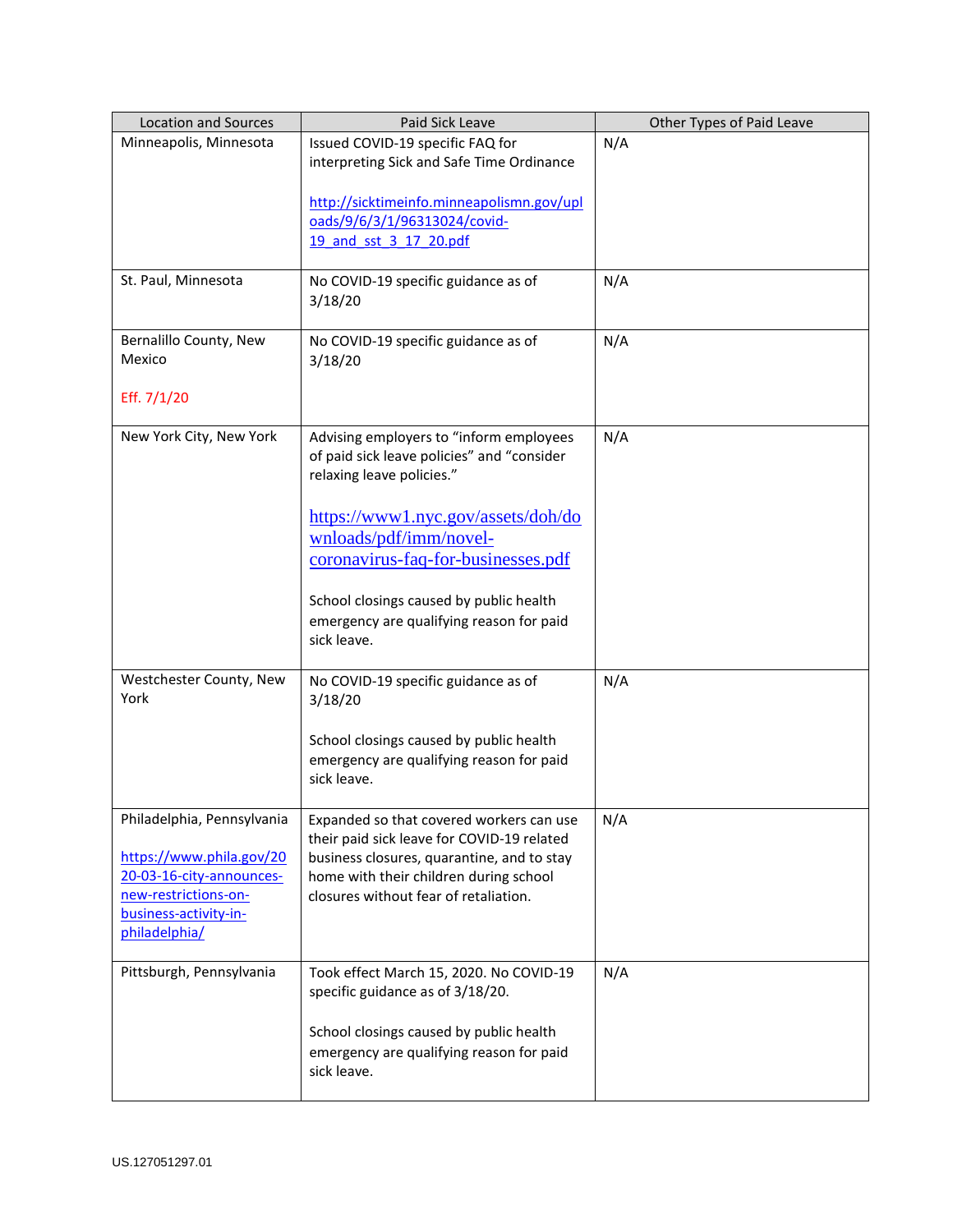| Location and Sources | Paid Sick Leave | Other Types of Paid Leave |
|---|---|---|
| Minneapolis, Minnesota | Issued COVID-19 specific FAQ for interpreting Sick and Safe Time Ordinance<br><br>http://sicktimeinfo.minneapolismn.gov/uploads/9/6/3/1/96313024/covid-19_and_sst_3_17_20.pdf | N/A |
| St. Paul, Minnesota | No COVID-19 specific guidance as of 3/18/20 | N/A |
| Bernalillo County, New Mexico<br><br>Eff. 7/1/20 | No COVID-19 specific guidance as of 3/18/20 | N/A |
| New York City, New York | Advising employers to "inform employees of paid sick leave policies" and "consider relaxing leave policies."<br><br>https://www1.nyc.gov/assets/doh/downloads/pdf/imm/novel-coronavirus-faq-for-businesses.pdf<br><br>School closings caused by public health emergency are qualifying reason for paid sick leave. | N/A |
| Westchester County, New York | No COVID-19 specific guidance as of 3/18/20<br><br>School closings caused by public health emergency are qualifying reason for paid sick leave. | N/A |
| Philadelphia, Pennsylvania<br><br>https://www.phila.gov/2020-03-16-city-announces-new-restrictions-on-business-activity-in-philadelphia/ | Expanded so that covered workers can use their paid sick leave for COVID-19 related business closures, quarantine, and to stay home with their children during school closures without fear of retaliation. | N/A |
| Pittsburgh, Pennsylvania | Took effect March 15, 2020. No COVID-19 specific guidance as of 3/18/20.<br><br>School closings caused by public health emergency are qualifying reason for paid sick leave. | N/A |

US.127051297.01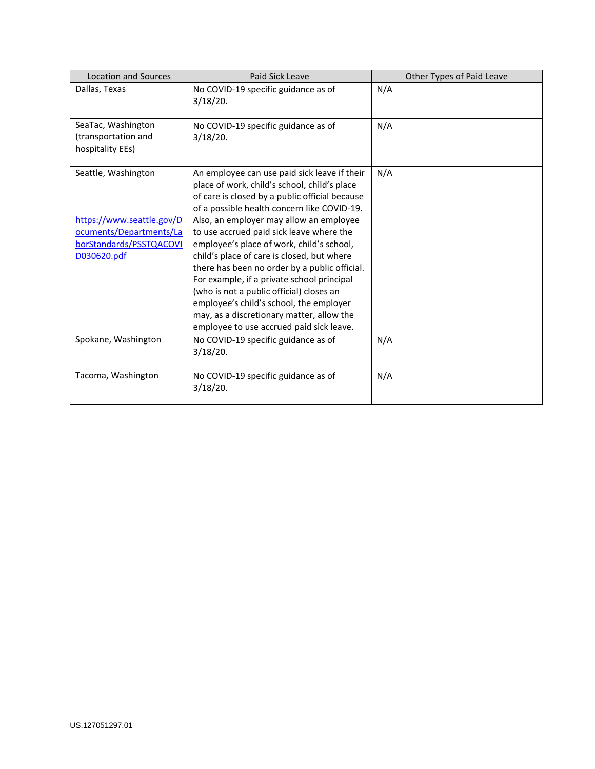| Location and Sources | Paid Sick Leave | Other Types of Paid Leave |
|---|---|---|
| Dallas, Texas | No COVID-19 specific guidance as of 3/18/20. | N/A |
| SeaTac, Washington (transportation and hospitality EEs) | No COVID-19 specific guidance as of 3/18/20. | N/A |
| Seattle, Washington<br><br>https://www.seattle.gov/Documents/Departments/LaborStandards/PSSTQACOVID030620.pdf | An employee can use paid sick leave if their place of work, child's school, child's place of care is closed by a public official because of a possible health concern like COVID-19. Also, an employer may allow an employee to use accrued paid sick leave where the employee's place of work, child's school, child's place of care is closed, but where there has been no order by a public official. For example, if a private school principal (who is not a public official) closes an employee's child's school, the employer may, as a discretionary matter, allow the employee to use accrued paid sick leave. | N/A |
| Spokane, Washington | No COVID-19 specific guidance as of 3/18/20. | N/A |
| Tacoma, Washington | No COVID-19 specific guidance as of 3/18/20. | N/A |

US.127051297.01